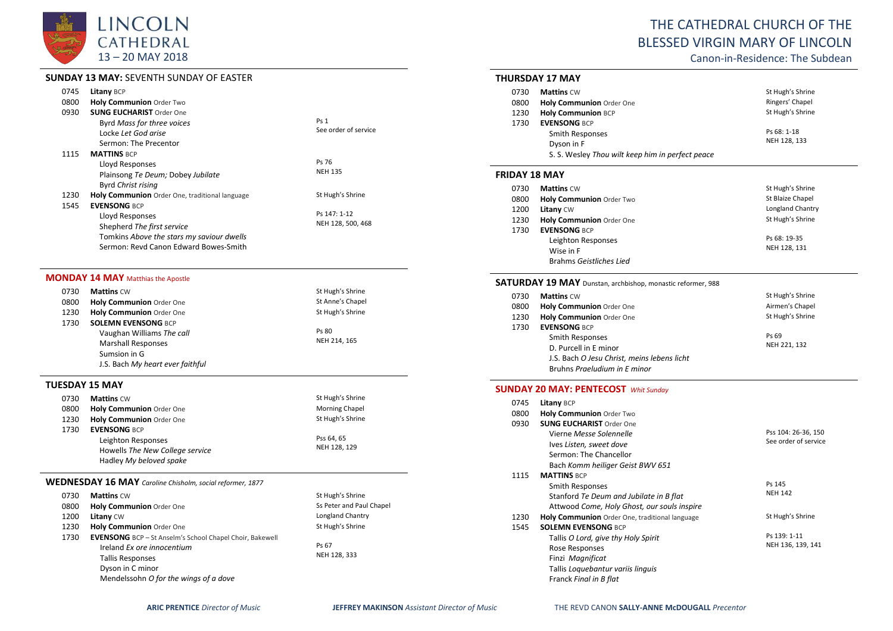LINCOLN CATHEDRAL
13 – 20 MAY 2018

# THE CATHEDRAL CHURCH OF THE BLESSED VIRGIN MARY OF LINCOLN

Canon-in-Residence: The Subdean

## SUNDAY 13 MAY: SEVENTH SUNDAY OF EASTER

| | | |
|---|---|---|
| 0745 | **Litany** BCP | |
| 0800 | **Holy Communion** Order Two | |
| 0930 | **SUNG EUCHARIST** Order One | |
| | Byrd *Mass for three voices* | Ps 1 |
| | Locke *Let God arise* | See order of service |
| | Sermon: The Precentor | |
| 1115 | **MATTINS** BCP | |
| | Lloyd Responses | Ps 76 |
| | Plainsong *Te Deum;* Dobey *Jubilate* | NEH 135 |
| | Byrd *Christ rising* | |
| 1230 | **Holy Communion** Order One, traditional language | St Hugh's Shrine |
| 1545 | **EVENSONG** BCP | |
| | Lloyd Responses | Ps 147: 1-12 |
| | Shepherd *The first service* | NEH 128, 500, 468 |
| | Tomkins *Above the stars my saviour dwells* | |
| | Sermon: Revd Canon Edward Bowes-Smith | |

## MONDAY 14 MAY Matthias the Apostle

| | | |
|---|---|---|
| 0730 | **Mattins** CW | St Hugh's Shrine |
| 0800 | **Holy Communion** Order One | St Anne's Chapel |
| 1230 | **Holy Communion** Order One | St Hugh's Shrine |
| 1730 | **SOLEMN EVENSONG** BCP | |
| | Vaughan Williams *The call* | Ps 80 |
| | Marshall Responses | NEH 214, 165 |
| | Sumsion in G | |
| | J.S. Bach *My heart ever faithful* | |

## TUESDAY 15 MAY

| | | |
|---|---|---|
| 0730 | **Mattins** CW | St Hugh's Shrine |
| 0800 | **Holy Communion** Order One | Morning Chapel |
| 1230 | **Holy Communion** Order One | St Hugh's Shrine |
| 1730 | **EVENSONG** BCP | |
| | Leighton Responses | Pss 64, 65 |
| | Howells *The New College service* | NEH 128, 129 |
| | Hadley *My beloved spake* | |

## WEDNESDAY 16 MAY *Caroline Chisholm, social reformer, 1877*

| | | |
|---|---|---|
| 0730 | **Mattins** CW | St Hugh's Shrine |
| 0800 | **Holy Communion** Order One | Ss Peter and Paul Chapel |
| 1200 | **Litany** CW | Longland Chantry |
| 1230 | **Holy Communion** Order One | St Hugh's Shrine |
| 1730 | **EVENSONG** BCP – St Anselm's School Chapel Choir, Bakewell | |
| | Ireland *Ex ore innocentium* | Ps 67 |
| | Tallis Responses | NEH 128, 333 |
| | Dyson in C minor | |
| | Mendelssohn *O for the wings of a dove* | |

## THURSDAY 17 MAY

| | | |
|---|---|---|
| 0730 | **Mattins** CW | St Hugh's Shrine |
| 0800 | **Holy Communion** Order One | Ringers' Chapel |
| 1230 | **Holy Communion** BCP | St Hugh's Shrine |
| 1730 | **EVENSONG** BCP | |
| | Smith Responses | Ps 68: 1-18 |
| | Dyson in F | NEH 128, 133 |
| | S. S. Wesley *Thou wilt keep him in perfect peace* | |

## FRIDAY 18 MAY

| | | |
|---|---|---|
| 0730 | **Mattins** CW | St Hugh's Shrine |
| 0800 | **Holy Communion** Order Two | St Blaize Chapel |
| 1200 | **Litany** CW | Longland Chantry |
| 1230 | **Holy Communion** Order One | St Hugh's Shrine |
| 1730 | **EVENSONG** BCP | |
| | Leighton Responses | Ps 68: 19-35 |
| | Wise in F | NEH 128, 131 |
| | Brahms *Geistliches Lied* | |

## SATURDAY 19 MAY Dunstan, archbishop, monastic reformer, 988

| | | |
|---|---|---|
| 0730 | **Mattins** CW | St Hugh's Shrine |
| 0800 | **Holy Communion** Order One | Airmen's Chapel |
| 1230 | **Holy Communion** Order One | St Hugh's Shrine |
| 1730 | **EVENSONG** BCP | |
| | Smith Responses | Ps 69 |
| | D. Purcell in E minor | NEH 221, 132 |
| | J.S. Bach *O Jesu Christ, meins lebens licht* | |
| | Bruhns *Praeludium in E minor* | |

## SUNDAY 20 MAY: PENTECOST *Whit Sunday*

| | | |
|---|---|---|
| 0745 | **Litany** BCP | |
| 0800 | **Holy Communion** Order Two | |
| 0930 | **SUNG EUCHARIST** Order One | |
| | Vierne *Messe Solennelle* | Pss 104: 26-36, 150 |
| | Ives *Listen, sweet dove* | See order of service |
| | Sermon: The Chancellor | |
| | Bach *Komm heiliger Geist BWV 651* | |
| 1115 | **MATTINS** BCP | |
| | Smith Responses | Ps 145 |
| | Stanford *Te Deum and Jubilate in B flat* | NEH 142 |
| | Attwood *Come, Holy Ghost, our souls inspire* | |
| 1230 | **Holy Communion** Order One, traditional language | St Hugh's Shrine |
| 1545 | **SOLEMN EVENSONG** BCP | |
| | Tallis *O Lord, give thy Holy Spirit* | Ps 139: 1-11 |
| | Rose Responses | NEH 136, 139, 141 |
| | Finzi *Magnificat* | |
| | Tallis *Loquebantur variis linguis* | |
| | Franck *Final in B flat* | |

**ARIC PRENTICE** *Director of Music* **JEFFREY MAKINSON** *Assistant Director of Music* THE REVD CANON **SALLY-ANNE McDOUGALL** *Precentor*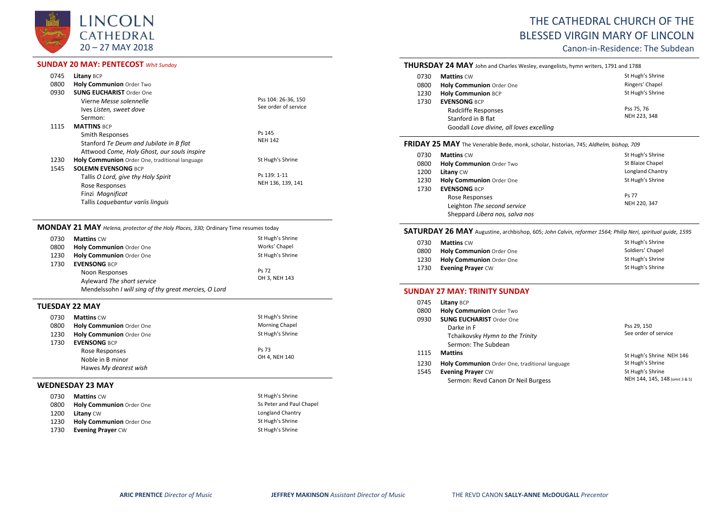# LINCOLN CATHEDRAL
20 – 27 MAY 2018

# THE CATHEDRAL CHURCH OF THE BLESSED VIRGIN MARY OF LINCOLN

Canon-in-Residence: The Subdean

## SUNDAY 20 MAY: PENTECOST *Whit Sunday*

| | | |
|---|---|---|
| 0745 | **Litany** BCP | |
| 0800 | **Holy Communion** Order Two | |
| 0930 | **SUNG EUCHARIST** Order One | |
| | Vierne *Messe solennelle* | Pss 104: 26-36, 150 |
| | Ives *Listen, sweet dove* | See order of service |
| | Sermon: | |
| 1115 | **MATTINS** BCP | |
| | Smith Responses | Ps 145 |
| | Stanford *Te Deum and Jubilate in B flat* | NEH 142 |
| | Attwood *Come, Holy Ghost, our souls inspire* | |
| 1230 | **Holy Communion** Order One, traditional language | St Hugh's Shrine |
| 1545 | **SOLEMN EVENSONG** BCP | |
| | Tallis *O Lord, give thy Holy Spirit* | Ps 139: 1-11 |
| | Rose Responses | NEH 136, 139, 141 |
| | Finzi *Magnificat* | |
| | Tallis *Loquebantur variis linguis* | |

## MONDAY 21 MAY *Helena, protector of the Holy Places, 330;* Ordinary Time resumes today

| | | |
|---|---|---|
| 0730 | **Mattins** CW | St Hugh's Shrine |
| 0800 | **Holy Communion** Order One | Works' Chapel |
| 1230 | **Holy Communion** Order One | St Hugh's Shrine |
| 1730 | **EVENSONG** BCP | |
| | Noon Responses | Ps 72 |
| | Ayleward *The short service* | OH 3, NEH 143 |
| | Mendelssohn *I will sing of thy great mercies, O Lord* | |

## TUESDAY 22 MAY

| | | |
|---|---|---|
| 0730 | **Mattins** CW | St Hugh's Shrine |
| 0800 | **Holy Communion** Order One | Morning Chapel |
| 1230 | **Holy Communion** Order One | St Hugh's Shrine |
| 1730 | **EVENSONG** BCP | |
| | Rose Responses | Ps 73 |
| | Noble in B minor | OH 4, NEH 140 |
| | Hawes *My dearest wish* | |

## WEDNESDAY 23 MAY

| | | |
|---|---|---|
| 0730 | **Mattins** CW | St Hugh's Shrine |
| 0800 | **Holy Communion** Order One | Ss Peter and Paul Chapel |
| 1200 | **Litany** CW | Longland Chantry |
| 1230 | **Holy Communion** Order One | St Hugh's Shrine |
| 1730 | **Evening Prayer** CW | St Hugh's Shrine |

## THURSDAY 24 MAY John and Charles Wesley, evangelists, hymn writers, 1791 and 1788

| | | |
|---|---|---|
| 0730 | **Mattins** CW | St Hugh's Shrine |
| 0800 | **Holy Communion** Order One | Ringers' Chapel |
| 1230 | **Holy Communion** BCP | St Hugh's Shrine |
| 1730 | **EVENSONG** BCP | |
| | Radcliffe Responses | Pss 75, 76 |
| | Stanford in B flat | NEH 223, 348 |
| | Goodall *Love divine, all loves excelling* | |

## FRIDAY 25 MAY The Venerable Bede, monk, scholar, historian, 745; *Aldhelm, bishop, 709*

| | | |
|---|---|---|
| 0730 | **Mattins** CW | St Hugh's Shrine |
| 0800 | **Holy Communion** Order Two | St Blaize Chapel |
| 1200 | **Litany** CW | Longland Chantry |
| 1230 | **Holy Communion** Order One | St Hugh's Shrine |
| 1730 | **EVENSONG** BCP | |
| | Rose Responses | Ps 77 |
| | Leighton *The second service* | NEH 220, 347 |
| | Sheppard *Libera nos, salva nos* | |

## SATURDAY 26 MAY Augustine, archbishop, 605; *John Calvin, reformer 1564; Philip Neri, spiritual guide, 1595*

| | | |
|---|---|---|
| 0730 | **Mattins** CW | St Hugh's Shrine |
| 0800 | **Holy Communion** Order One | Soldiers' Chapel |
| 1230 | **Holy Communion** Order One | St Hugh's Shrine |
| 1730 | **Evening Prayer** CW | St Hugh's Shrine |

## SUNDAY 27 MAY: TRINITY SUNDAY

| | | |
|---|---|---|
| 0745 | **Litany** BCP | |
| 0800 | **Holy Communion** Order Two | |
| 0930 | **SUNG EUCHARIST** Order One | |
| | Darke in F | Pss 29, 150 |
| | Tchaikovsky *Hymn to the Trinity* | See order of service |
| | Sermon: The Subdean | |
| 1115 | **Mattins** | St Hugh's Shrine NEH 146 |
| 1230 | **Holy Communion** Order One, traditional language | St Hugh's Shrine |
| 1545 | **Evening Prayer** CW | St Hugh's Shrine |
| | Sermon: Revd Canon Dr Neil Burgess | NEH 144, 145, 148 (omit 3 & 5) |

**ARIC PRENTICE** *Director of Music* **JEFFREY MAKINSON** *Assistant Director of Music* THE REVD CANON **SALLY-ANNE McDOUGALL** *Precentor*